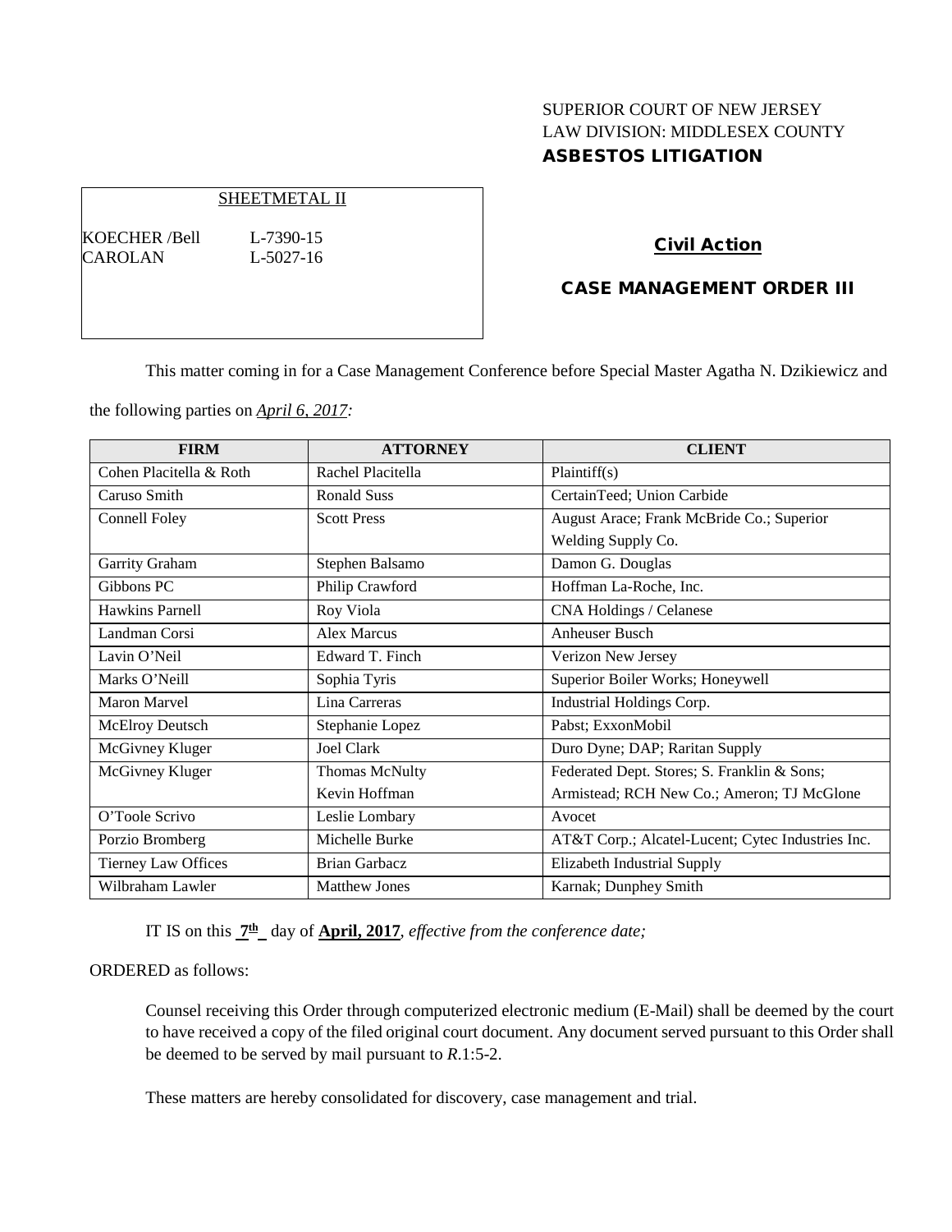SUPERIOR COURT OF NEW JERSEY
LAW DIVISION: MIDDLESEX COUNTY
**ASBESTOS LITIGATION**

SHEETMETAL II

KOECHER /Bell L-7390-15
CAROLAN L-5027-16

**Civil Action**

**CASE MANAGEMENT ORDER III**

This matter coming in for a Case Management Conference before Special Master Agatha N. Dzikiewicz and the following parties on *April 6, 2017:*

| FIRM | ATTORNEY | CLIENT |
|---|---|---|
| Cohen Placitella & Roth | Rachel Placitella | Plaintiff(s) |
| Caruso Smith | Ronald Suss | CertainTeed; Union Carbide |
| Connell Foley | Scott Press | August Arace; Frank McBride Co.; Superior Welding Supply Co. |
| Garrity Graham | Stephen Balsamo | Damon G. Douglas |
| Gibbons PC | Philip Crawford | Hoffman La-Roche, Inc. |
| Hawkins Parnell | Roy Viola | CNA Holdings / Celanese |
| Landman Corsi | Alex Marcus | Anheuser Busch |
| Lavin O'Neil | Edward T. Finch | Verizon New Jersey |
| Marks O'Neill | Sophia Tyris | Superior Boiler Works; Honeywell |
| Maron Marvel | Lina Carreras | Industrial Holdings Corp. |
| McElroy Deutsch | Stephanie Lopez | Pabst; ExxonMobil |
| McGivney Kluger | Joel Clark | Duro Dyne; DAP; Raritan Supply |
| McGivney Kluger | Thomas McNulty<br>Kevin Hoffman | Federated Dept. Stores; S. Franklin & Sons; Armistead; RCH New Co.; Ameron; TJ McGlone |
| O'Toole Scrivo | Leslie Lombary | Avocet |
| Porzio Bromberg | Michelle Burke | AT&T Corp.; Alcatel-Lucent; Cytec Industries Inc. |
| Tierney Law Offices | Brian Garbacz | Elizabeth Industrial Supply |
| Wilbraham Lawler | Matthew Jones | Karnak; Dunphey Smith |

IT IS on this **7th** day of **April, 2017**, *effective from the conference date;*

ORDERED as follows:

Counsel receiving this Order through computerized electronic medium (E-Mail) shall be deemed by the court to have received a copy of the filed original court document. Any document served pursuant to this Order shall be deemed to be served by mail pursuant to *R*.1:5-2.

These matters are hereby consolidated for discovery, case management and trial.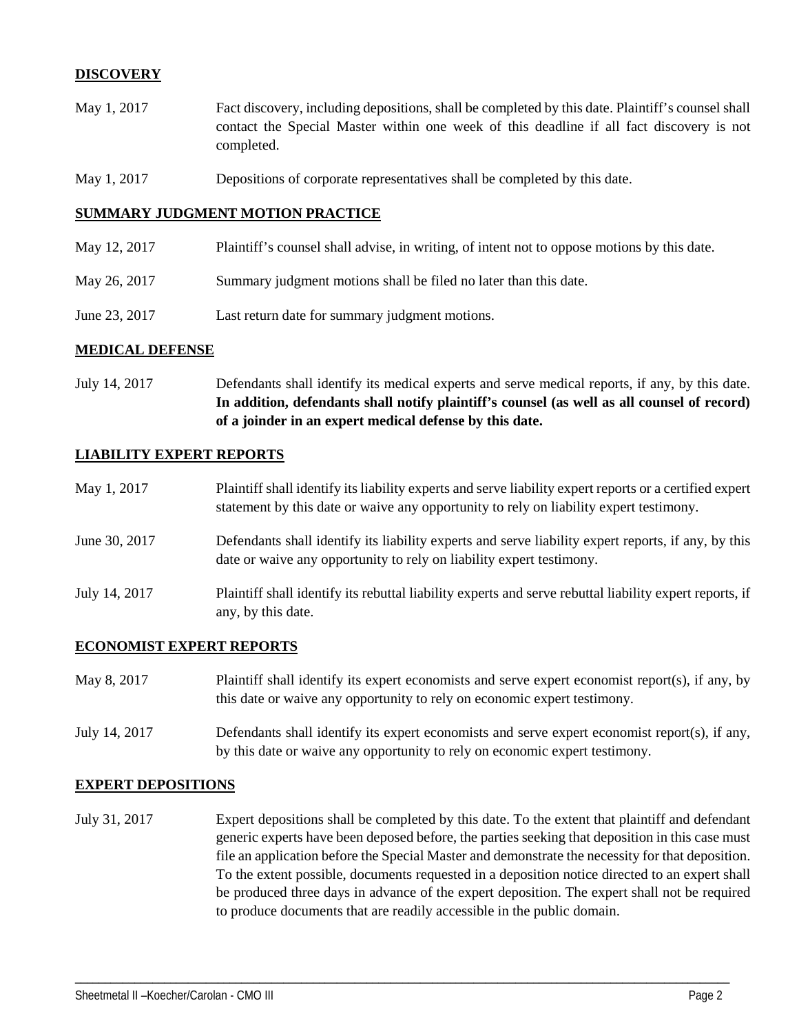## DISCOVERY

May 1, 2017 Fact discovery, including depositions, shall be completed by this date. Plaintiff's counsel shall contact the Special Master within one week of this deadline if all fact discovery is not completed.

May 1, 2017 Depositions of corporate representatives shall be completed by this date.

## SUMMARY JUDGMENT MOTION PRACTICE

May 12, 2017 Plaintiff's counsel shall advise, in writing, of intent not to oppose motions by this date.

May 26, 2017 Summary judgment motions shall be filed no later than this date.

June 23, 2017 Last return date for summary judgment motions.

## MEDICAL DEFENSE

July 14, 2017 Defendants shall identify its medical experts and serve medical reports, if any, by this date. **In addition, defendants shall notify plaintiff's counsel (as well as all counsel of record) of a joinder in an expert medical defense by this date.**

## LIABILITY EXPERT REPORTS

May 1, 2017 Plaintiff shall identify its liability experts and serve liability expert reports or a certified expert statement by this date or waive any opportunity to rely on liability expert testimony.

June 30, 2017 Defendants shall identify its liability experts and serve liability expert reports, if any, by this date or waive any opportunity to rely on liability expert testimony.

July 14, 2017 Plaintiff shall identify its rebuttal liability experts and serve rebuttal liability expert reports, if any, by this date.

## ECONOMIST EXPERT REPORTS

May 8, 2017 Plaintiff shall identify its expert economists and serve expert economist report(s), if any, by this date or waive any opportunity to rely on economic expert testimony.

July 14, 2017 Defendants shall identify its expert economists and serve expert economist report(s), if any, by this date or waive any opportunity to rely on economic expert testimony.

## EXPERT DEPOSITIONS

July 31, 2017 Expert depositions shall be completed by this date. To the extent that plaintiff and defendant generic experts have been deposed before, the parties seeking that deposition in this case must file an application before the Special Master and demonstrate the necessity for that deposition. To the extent possible, documents requested in a deposition notice directed to an expert shall be produced three days in advance of the expert deposition. The expert shall not be required to produce documents that are readily accessible in the public domain.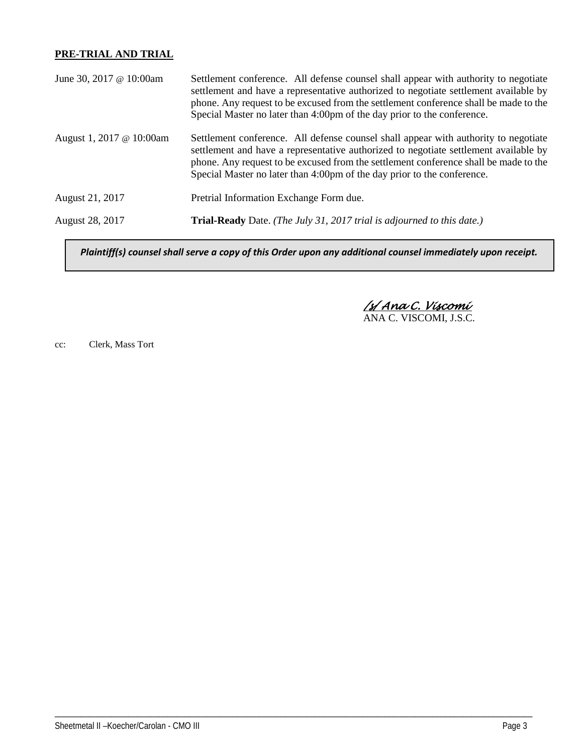**PRE-TRIAL AND TRIAL**

| | |
|---|---|
| June 30, 2017 @ 10:00am | Settlement conference. All defense counsel shall appear with authority to negotiate settlement and have a representative authorized to negotiate settlement available by phone. Any request to be excused from the settlement conference shall be made to the Special Master no later than 4:00pm of the day prior to the conference. |
| August 1, 2017 @ 10:00am | Settlement conference. All defense counsel shall appear with authority to negotiate settlement and have a representative authorized to negotiate settlement available by phone. Any request to be excused from the settlement conference shall be made to the Special Master no later than 4:00pm of the day prior to the conference. |
| August 21, 2017 | Pretrial Information Exchange Form due. |
| August 28, 2017 | **Trial-Ready** Date. *(The July 31, 2017 trial is adjourned to this date.)* |

***Plaintiff(s) counsel shall serve a copy of this Order upon any additional counsel immediately upon receipt.***

/s/ Ana C. Viscomi
ANA C. VISCOMI, J.S.C.

cc: Clerk, Mass Tort